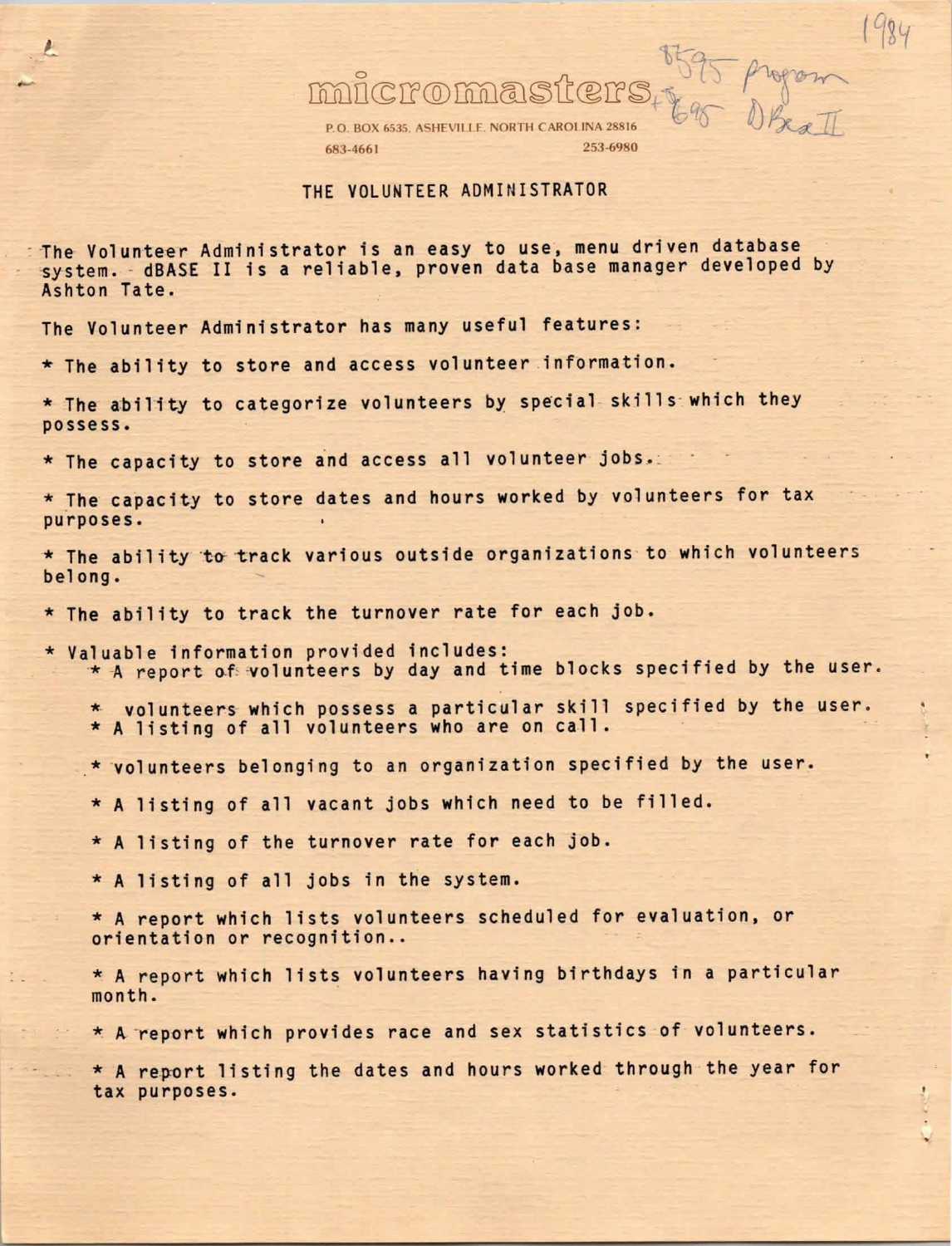1984

# micromasters

$595 program
+ $695 DBase II

P.O. BOX 6535, ASHEVILLE, NORTH CAROLINA 28816

683-4661 253-6980

## THE VOLUNTEER ADMINISTRATOR

The Volunteer Administrator is an easy to use, menu driven database system. dBASE II is a reliable, proven data base manager developed by Ashton Tate.

The Volunteer Administrator has many useful features:

* The ability to store and access volunteer information.

* The ability to categorize volunteers by special skills which they possess.

* The capacity to store and access all volunteer jobs.

* The capacity to store dates and hours worked by volunteers for tax purposes.

* The ability to track various outside organizations to which volunteers belong.

* The ability to track the turnover rate for each job.

* Valuable information provided includes:
    * A report of volunteers by day and time blocks specified by the user.

    * volunteers which possess a particular skill specified by the user.
    * A listing of all volunteers who are on call.

    * volunteers belonging to an organization specified by the user.

    * A listing of all vacant jobs which need to be filled.

    * A listing of the turnover rate for each job.

    * A listing of all jobs in the system.

    * A report which lists volunteers scheduled for evaluation, or orientation or recognition..

    * A report which lists volunteers having birthdays in a particular month.

    * A report which provides race and sex statistics of volunteers.

    * A report listing the dates and hours worked through the year for tax purposes.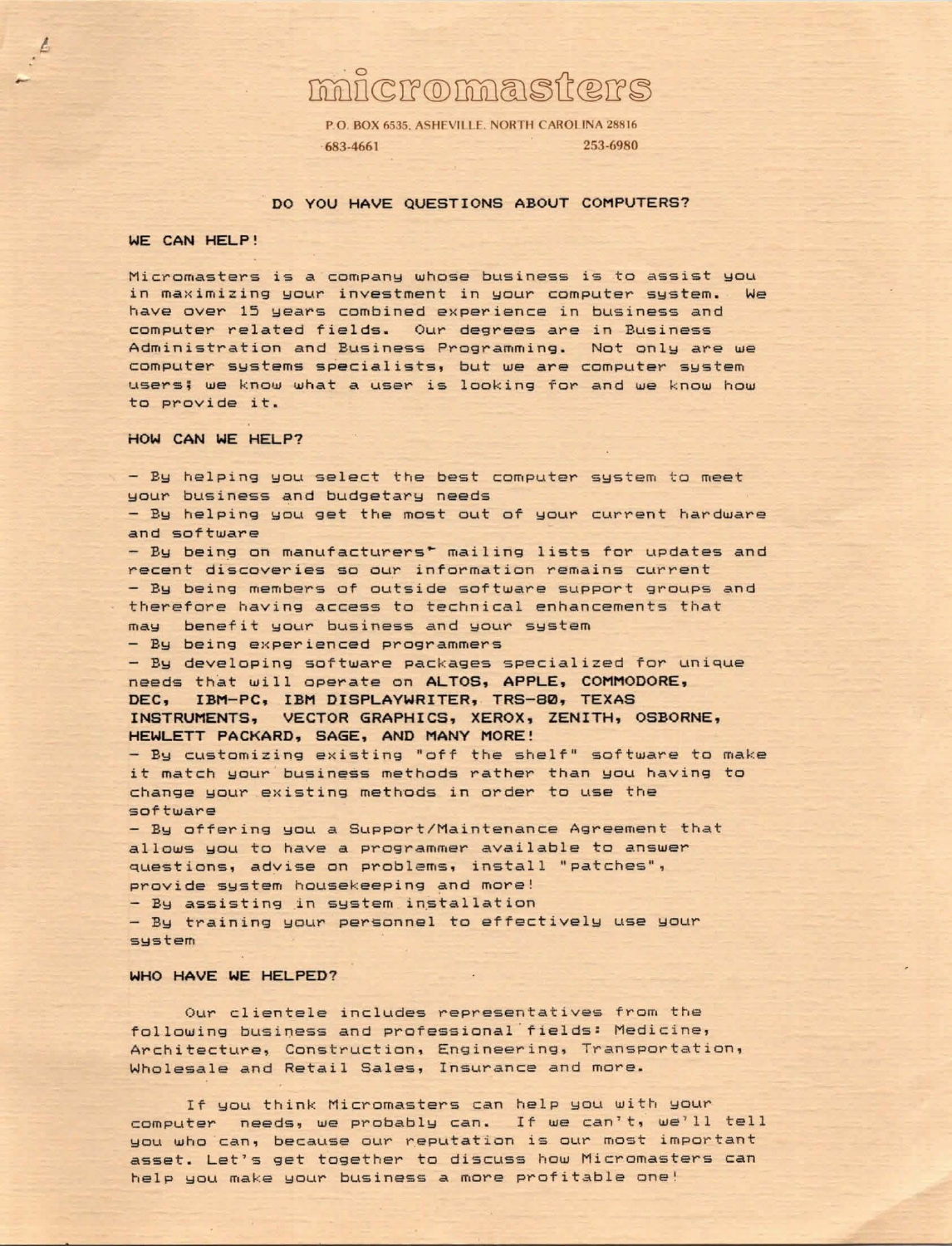# micromasters

P.O. BOX 6535, ASHEVILLE, NORTH CAROLINA 28816

683-4661 253-6980

## DO YOU HAVE QUESTIONS ABOUT COMPUTERS?

### WE CAN HELP!

Micromasters is a company whose business is to assist you in maximizing your investment in your computer system. We have over 15 years combined experience in business and computer related fields. Our degrees are in Business Administration and Business Programming. Not only are we computer systems specialists, but we are computer system users; we know what a user is looking for and we know how to provide it.

### HOW CAN WE HELP?

- By helping you select the best computer system to meet your business and budgetary needs
- By helping you get the most out of your current hardware and software
- By being on manufacturers' mailing lists for updates and recent discoveries so our information remains current
- By being members of outside software support groups and therefore having access to technical enhancements that may benefit your business and your system
- By being experienced programmers
- By developing software packages specialized for unique needs that will operate on **ALTOS, APPLE, COMMODORE, DEC, IBM-PC, IBM DISPLAYWRITER, TRS-80, TEXAS INSTRUMENTS, VECTOR GRAPHICS, XEROX, ZENITH, OSBORNE, HEWLETT PACKARD, SAGE, AND MANY MORE!**
- By customizing existing "off the shelf" software to make it match your business methods rather than you having to change your existing methods in order to use the software
- By offering you a Support/Maintenance Agreement that allows you to have a programmer available to answer questions, advise on problems, install "patches", provide system housekeeping and more!
- By assisting in system installation
- By training your personnel to effectively use your system

### WHO HAVE WE HELPED?

Our clientele includes representatives from the following business and professional fields: Medicine, Architecture, Construction, Engineering, Transportation, Wholesale and Retail Sales, Insurance and more.

If you think Micromasters can help you with your computer needs, we probably can. If we can't, we'll tell you who can, because our reputation is our most important asset. Let's get together to discuss how Micromasters can help you make your business a more profitable one!